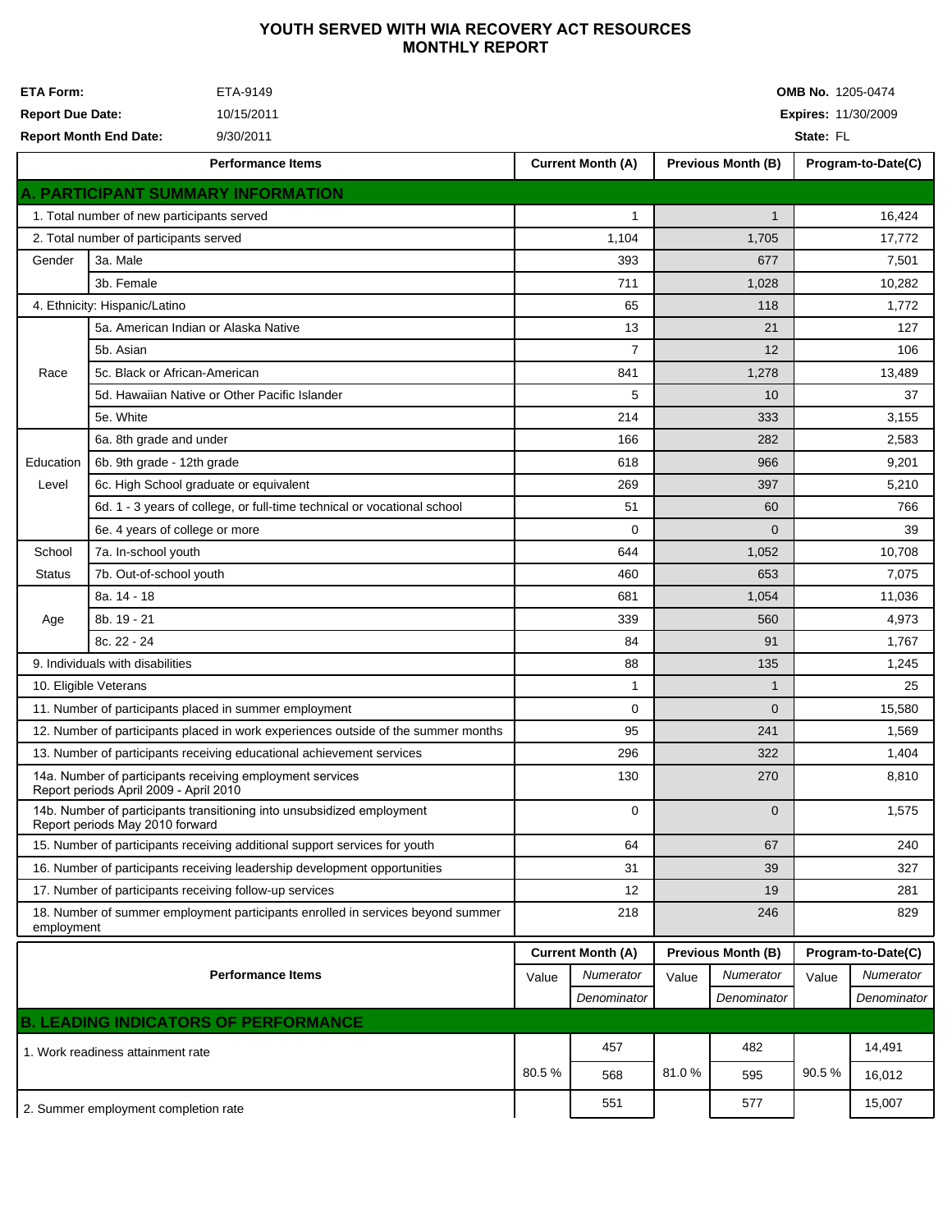# YOUTH SERVED WITH WIA RECOVERY ACT RESOURCES MONTHLY REPORT

**ETA Form:** ETA-9149
**Report Due Date:** 10/15/2011
**Report Month End Date:** 9/30/2011

**OMB No.** 1205-0474
**Expires:** 11/30/2009
**State:** FL

| Performance Items | | Current Month (A) | Previous Month (B) | Program-to-Date(C) |
|---|---|---|---|---|
| **A. PARTICIPANT SUMMARY INFORMATION** | | | | |
| 1. Total number of new participants served | | 1 | 1 | 16,424 |
| 2. Total number of participants served | | 1,104 | 1,705 | 17,772 |
| Gender | 3a. Male | 393 | 677 | 7,501 |
| | 3b. Female | 711 | 1,028 | 10,282 |
| 4. Ethnicity: Hispanic/Latino | | 65 | 118 | 1,772 |
| Race | 5a. American Indian or Alaska Native | 13 | 21 | 127 |
| | 5b. Asian | 7 | 12 | 106 |
| | 5c. Black or African-American | 841 | 1,278 | 13,489 |
| | 5d. Hawaiian Native or Other Pacific Islander | 5 | 10 | 37 |
| | 5e. White | 214 | 333 | 3,155 |
| Education Level | 6a. 8th grade and under | 166 | 282 | 2,583 |
| | 6b. 9th grade - 12th grade | 618 | 966 | 9,201 |
| | 6c. High School graduate or equivalent | 269 | 397 | 5,210 |
| | 6d. 1 - 3 years of college, or full-time technical or vocational school | 51 | 60 | 766 |
| | 6e. 4 years of college or more | 0 | 0 | 39 |
| School Status | 7a. In-school youth | 644 | 1,052 | 10,708 |
| | 7b. Out-of-school youth | 460 | 653 | 7,075 |
| Age | 8a. 14 - 18 | 681 | 1,054 | 11,036 |
| | 8b. 19 - 21 | 339 | 560 | 4,973 |
| | 8c. 22 - 24 | 84 | 91 | 1,767 |
| 9. Individuals with disabilities | | 88 | 135 | 1,245 |
| 10. Eligible Veterans | | 1 | 1 | 25 |
| 11. Number of participants placed in summer employment | | 0 | 0 | 15,580 |
| 12. Number of participants placed in work experiences outside of the summer months | | 95 | 241 | 1,569 |
| 13. Number of participants receiving educational achievement services | | 296 | 322 | 1,404 |
| 14a. Number of participants receiving employment services Report periods April 2009 - April 2010 | | 130 | 270 | 8,810 |
| 14b. Number of participants transitioning into unsubsidized employment Report periods May 2010 forward | | 0 | 0 | 1,575 |
| 15. Number of participants receiving additional support services for youth | | 64 | 67 | 240 |
| 16. Number of participants receiving leadership development opportunities | | 31 | 39 | 327 |
| 17. Number of participants receiving follow-up services | | 12 | 19 | 281 |
| 18. Number of summer employment participants enrolled in services beyond summer employment | | 218 | 246 | 829 |

| Performance Items | Current Month (A) | | Previous Month (B) | | Program-to-Date(C) | |
|---|---|---|---|---|---|---|
| | Value | *Numerator* / *Denominator* | Value | *Numerator* / *Denominator* | Value | *Numerator* / *Denominator* |
| **B. LEADING INDICATORS OF PERFORMANCE** | | | | | | |
| 1. Work readiness attainment rate | 80.5 % | 457 / 568 | 81.0 % | 482 / 595 | 90.5 % | 14,491 / 16,012 |
| 2. Summer employment completion rate | | 551 | | 577 | | 15,007 |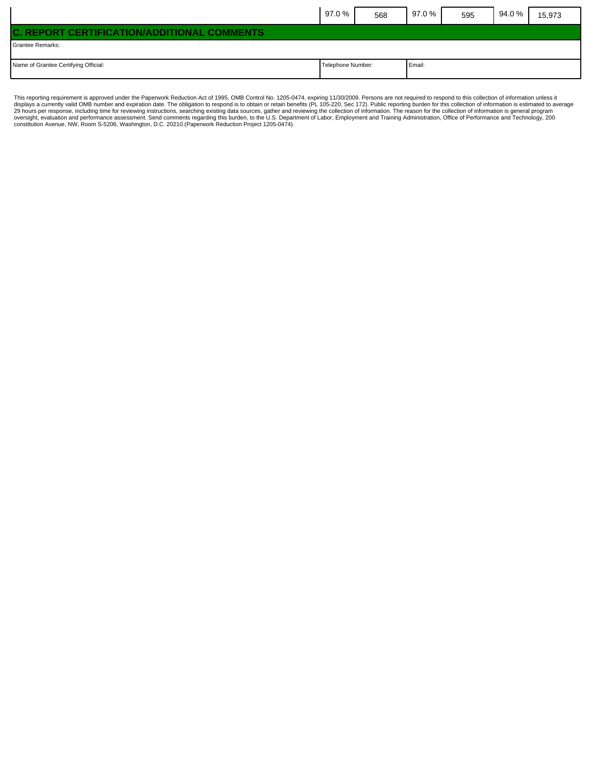| | | | | | | |
|---|---|---|---|---|---|---|
| | 97.0 % | 568 | 97.0 % | 595 | 94.0 % | 15,973 |

## C. REPORT CERTIFICATION/ADDITIONAL COMMENTS

| | | |
|---|---|---|
| Grantee Remarks: | | |
| Name of Grantee Certifying Official: | Telephone Number: | Email: |

This reporting requirement is approved under the Paperwork Reduction Act of 1995, OMB Control No. 1205-0474, expiring 11/30/2009. Persons are not required to respond to this collection of information unless it displays a currently valid OMB number and expiration date. The obligation to respond is to obtain or retain benefits (PL 105-220, Sec 172). Public reporting burden for this collection of information is estimated to average 29 hours per response, including time for reviewing instructions, searching existing data sources, gather and reviewing the collection of information. The reason for the collection of information is general program oversight, evaluation and performance assessment. Send comments regarding this burden, to the U.S. Department of Labor, Employment and Training Administration, Office of Performance and Technology, 200 constitution Avenue, NW, Room S-5206, Washington, D.C. 20210 (Paperwork Reduction Project 1205-0474).